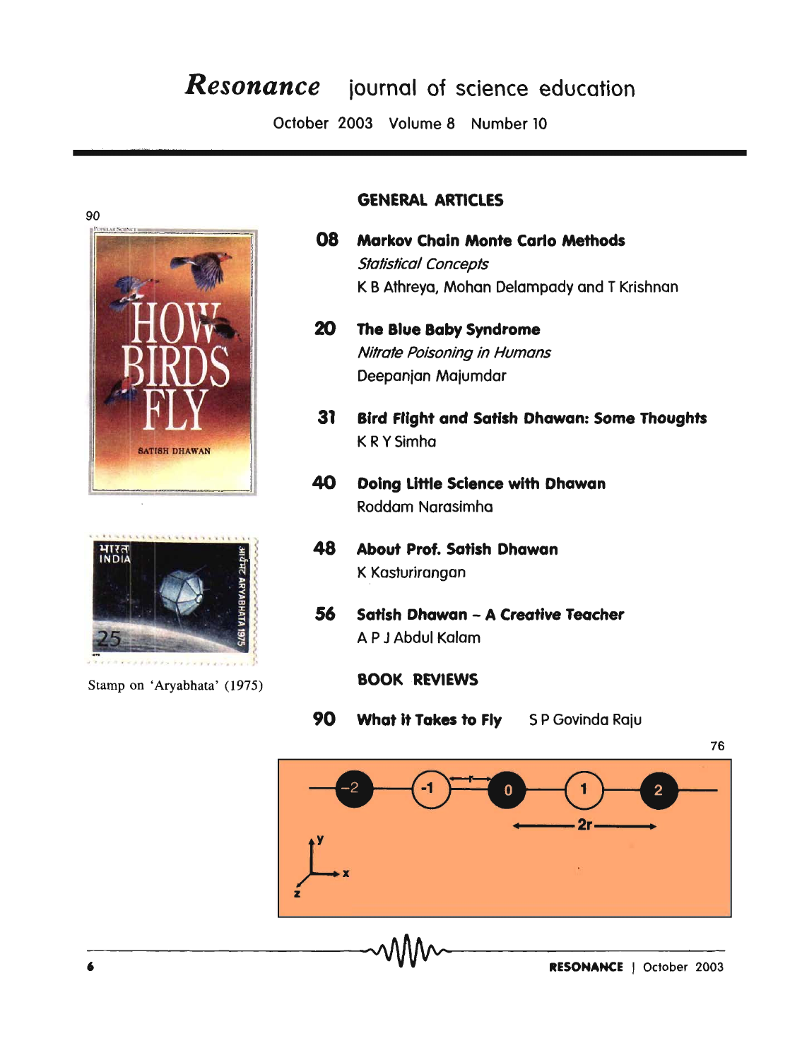# *Resonance* journal of science education

October 2003 Volume 8 Number 10

## GENERAL ARTICLES

**08 Markov Chain Monte Carlo Methods**
*Statistical Concepts*
K B Athreya, Mohan Delampady and T Krishnan

**20 The Blue Baby Syndrome**
*Nitrate Poisoning in Humans*
Deepanjan Majumdar

**31 Bird Flight and Satish Dhawan: Some Thoughts**
K R Y Simha

**40 Doing Little Science with Dhawan**
Roddam Narasimha

**48 About Prof. Satish Dhawan**
K Kasturirangan

**56 Satish Dhawan – A Creative Teacher**
A P J Abdul Kalam

## BOOK REVIEWS

**90 What it Takes to Fly** S P Govinda Raju

90

Stamp on 'Aryabhata' (1975)

76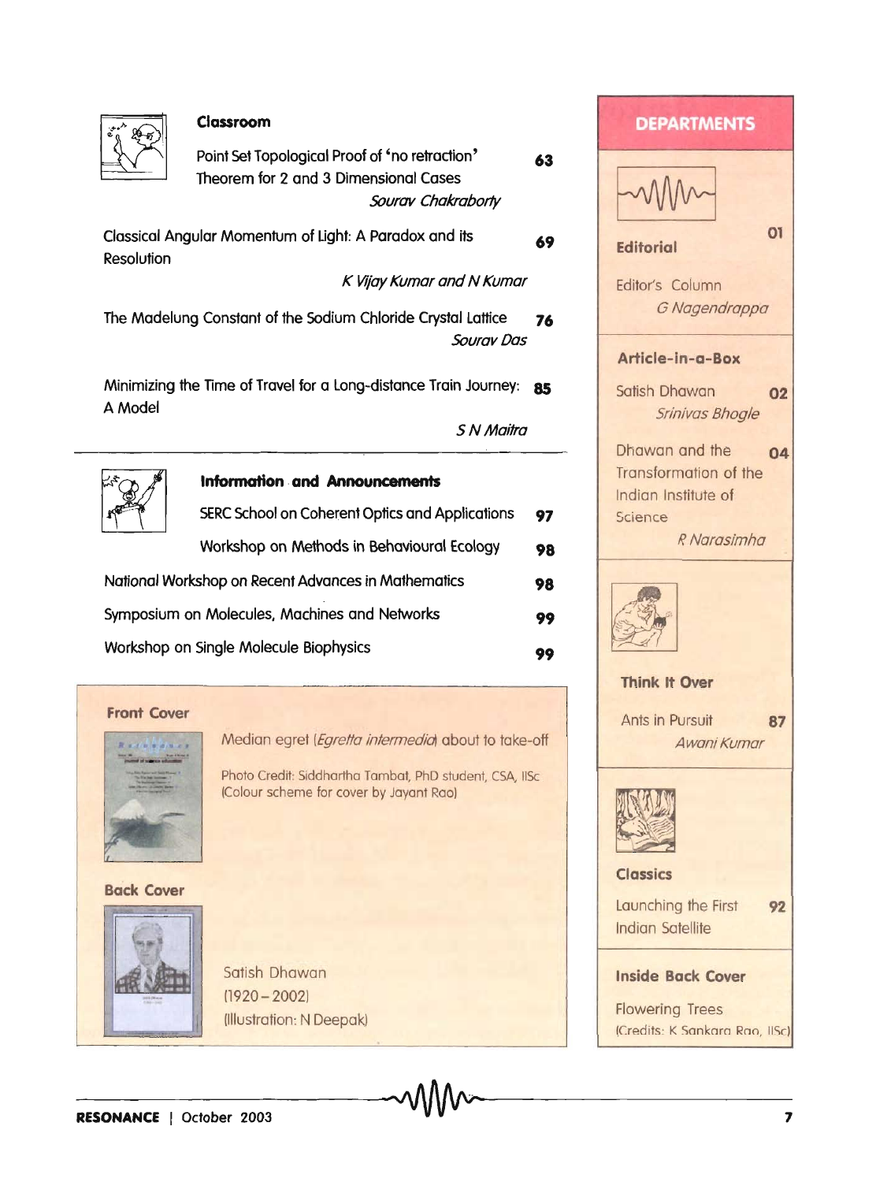## Classroom

Point Set Topological Proof of 'no retraction' Theorem for 2 and 3 Dimensional Cases — **63**
*Sourav Chakraborty*

Classical Angular Momentum of Light: A Paradox and its Resolution — **69**
*K Vijay Kumar and N Kumar*

The Madelung Constant of the Sodium Chloride Crystal Lattice — **76**
*Sourav Das*

Minimizing the Time of Travel for a Long-distance Train Journey: A Model — **85**
*S N Maitra*

## Information and Announcements

SERC School on Coherent Optics and Applications — **97**

Workshop on Methods in Behavioural Ecology — **98**

National Workshop on Recent Advances in Mathematics — **98**

Symposium on Molecules, Machines and Networks — **99**

Workshop on Single Molecule Biophysics — **99**

**Front Cover**

Median egret (*Egretta intermedia*) about to take-off

Photo Credit: Siddhartha Tambat, PhD student, CSA, IISc
(Colour scheme for cover by Jayant Rao)

**Back Cover**

Satish Dhawan
(1920 – 2002)
(Illustration: N Deepak)

## DEPARTMENTS

**Editorial** — **01**

Editor's Column
*G Nagendrappa*

**Article-in-a-Box**

Satish Dhawan — **02**
*Srinivas Bhogle*

Dhawan and the Transformation of the Indian Institute of Science — **04**
*R Narasimha*

**Think It Over**

Ants in Pursuit — **87**
*Awani Kumar*

**Classics**

Launching the First Indian Satellite — **92**

**Inside Back Cover**

Flowering Trees
(Credits: K Sankara Rao, IISc)